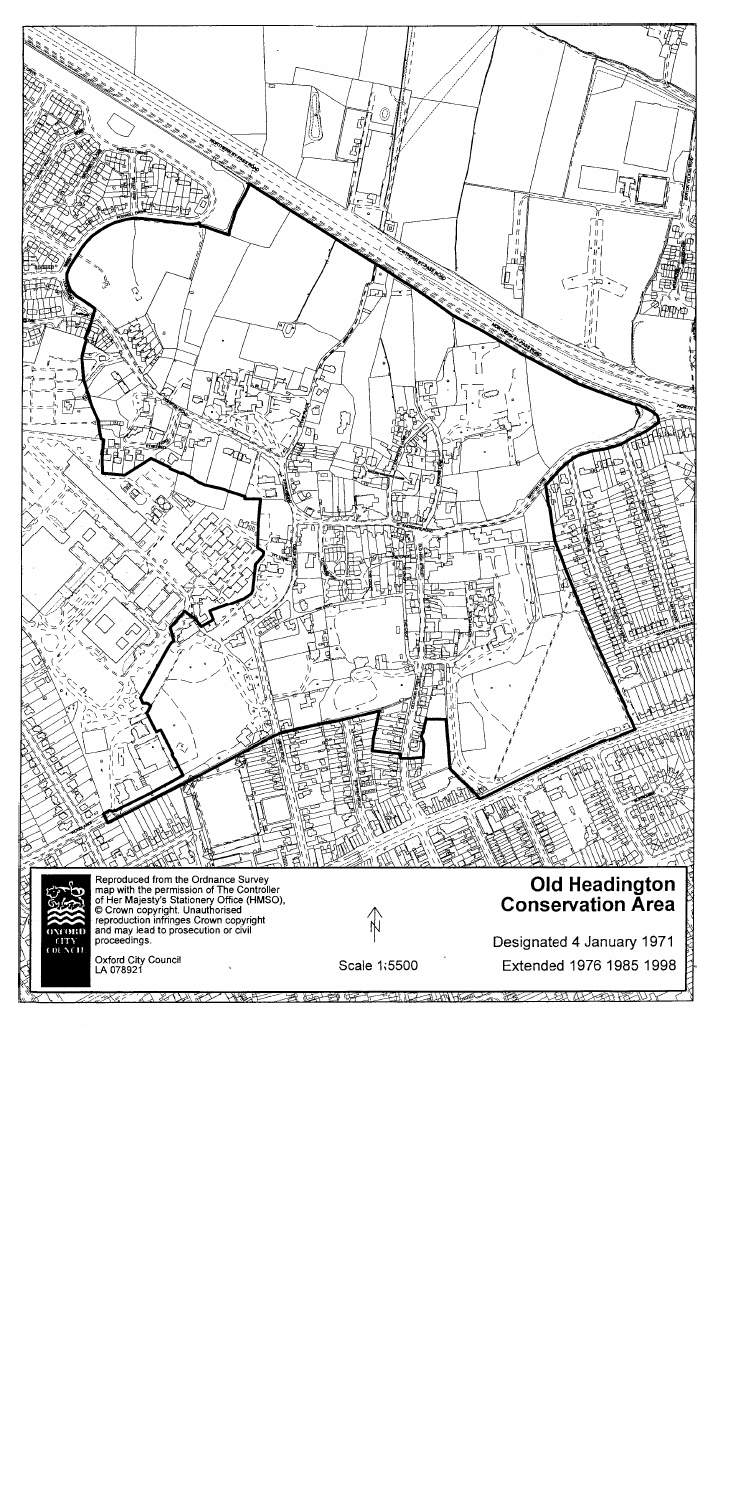# Old Headington Conservation Area

Designated 4 January 1971

Extended 1976 1985 1998

Scale 1:5500

Reproduced from the Ordnance Survey map with the permission of The Controller of Her Majesty's Stationery Office (HMSO), © Crown copyright. Unauthorised reproduction infringes Crown copyright and may lead to prosecution or civil proceedings.

Oxford City Council
LA 078921

OXFORD CITY COUNCIL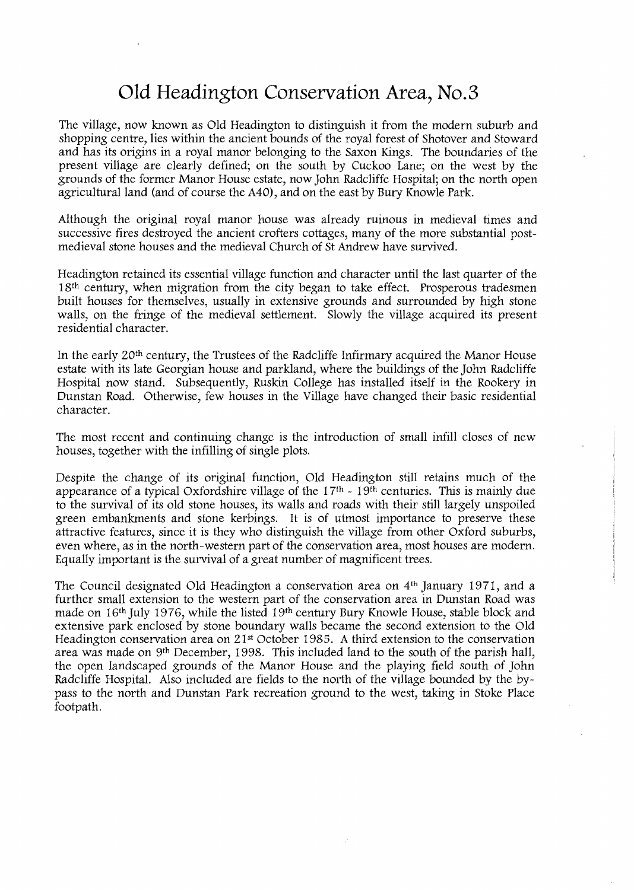# Old Headington Conservation Area, No.3

The village, now known as Old Headington to distinguish it from the modern suburb and shopping centre, lies within the ancient bounds of the royal forest of Shotover and Stoward and has its origins in a royal manor belonging to the Saxon Kings. The boundaries of the present village are clearly defined; on the south by Cuckoo Lane; on the west by the grounds of the former Manor House estate, now John Radcliffe Hospital; on the north open agricultural land (and of course the A40), and on the east by Bury Knowle Park.

Although the original royal manor house was already ruinous in medieval times and successive fires destroyed the ancient crofters cottages, many of the more substantial post-medieval stone houses and the medieval Church of St Andrew have survived.

Headington retained its essential village function and character until the last quarter of the 18th century, when migration from the city began to take effect. Prosperous tradesmen built houses for themselves, usually in extensive grounds and surrounded by high stone walls, on the fringe of the medieval settlement. Slowly the village acquired its present residential character.

In the early 20th century, the Trustees of the Radcliffe Infirmary acquired the Manor House estate with its late Georgian house and parkland, where the buildings of the John Radcliffe Hospital now stand. Subsequently, Ruskin College has installed itself in the Rookery in Dunstan Road. Otherwise, few houses in the Village have changed their basic residential character.

The most recent and continuing change is the introduction of small infill closes of new houses, together with the infilling of single plots.

Despite the change of its original function, Old Headington still retains much of the appearance of a typical Oxfordshire village of the 17th - 19th centuries. This is mainly due to the survival of its old stone houses, its walls and roads with their still largely unspoiled green embankments and stone kerbings. It is of utmost importance to preserve these attractive features, since it is they who distinguish the village from other Oxford suburbs, even where, as in the north-western part of the conservation area, most houses are modern. Equally important is the survival of a great number of magnificent trees.

The Council designated Old Headington a conservation area on 4th January 1971, and a further small extension to the western part of the conservation area in Dunstan Road was made on 16th July 1976, while the listed 19th century Bury Knowle House, stable block and extensive park enclosed by stone boundary walls became the second extension to the Old Headington conservation area on 21st October 1985. A third extension to the conservation area was made on 9th December, 1998. This included land to the south of the parish hall, the open landscaped grounds of the Manor House and the playing field south of John Radcliffe Hospital. Also included are fields to the north of the village bounded by the by-pass to the north and Dunstan Park recreation ground to the west, taking in Stoke Place footpath.